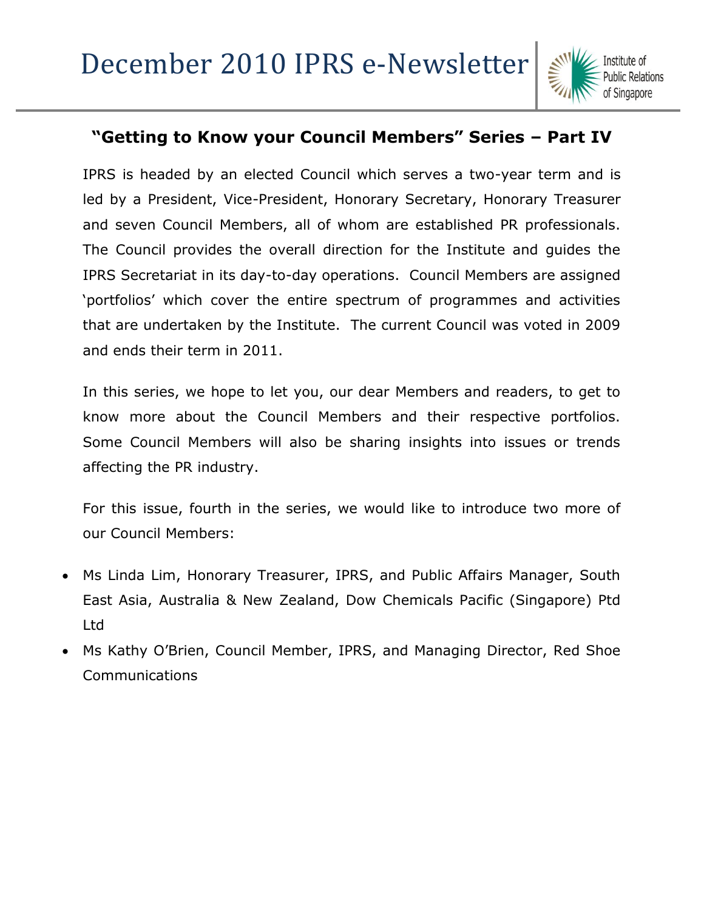# December 2010 IPRS e-Newsletter

Institute of Public Relations of Singapore

## "Getting to Know your Council Members" Series – Part IV

IPRS is headed by an elected Council which serves a two-year term and is led by a President, Vice-President, Honorary Secretary, Honorary Treasurer and seven Council Members, all of whom are established PR professionals. The Council provides the overall direction for the Institute and guides the IPRS Secretariat in its day-to-day operations. Council Members are assigned 'portfolios' which cover the entire spectrum of programmes and activities that are undertaken by the Institute. The current Council was voted in 2009 and ends their term in 2011.

In this series, we hope to let you, our dear Members and readers, to get to know more about the Council Members and their respective portfolios. Some Council Members will also be sharing insights into issues or trends affecting the PR industry.

For this issue, fourth in the series, we would like to introduce two more of our Council Members:

- Ms Linda Lim, Honorary Treasurer, IPRS, and Public Affairs Manager, South East Asia, Australia & New Zealand, Dow Chemicals Pacific (Singapore) Ptd Ltd
- Ms Kathy O'Brien, Council Member, IPRS, and Managing Director, Red Shoe Communications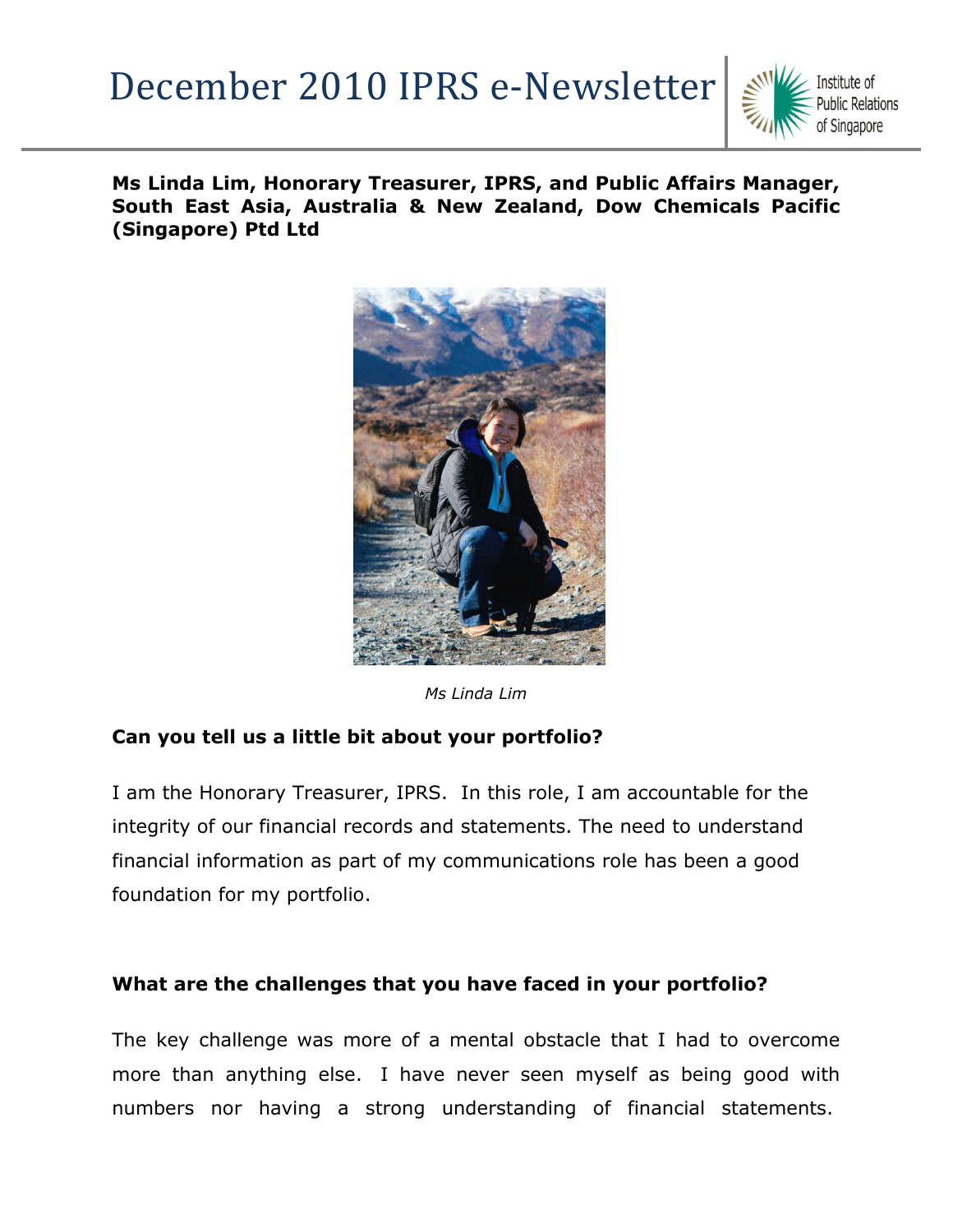**Ms Linda Lim, Honorary Treasurer, IPRS, and Public Affairs Manager, South East Asia, Australia & New Zealand, Dow Chemicals Pacific (Singapore) Ptd Ltd**

*Ms Linda Lim*

**Can you tell us a little bit about your portfolio?**

I am the Honorary Treasurer, IPRS. In this role, I am accountable for the integrity of our financial records and statements. The need to understand financial information as part of my communications role has been a good foundation for my portfolio.

**What are the challenges that you have faced in your portfolio?**

The key challenge was more of a mental obstacle that I had to overcome more than anything else. I have never seen myself as being good with numbers nor having a strong understanding of financial statements.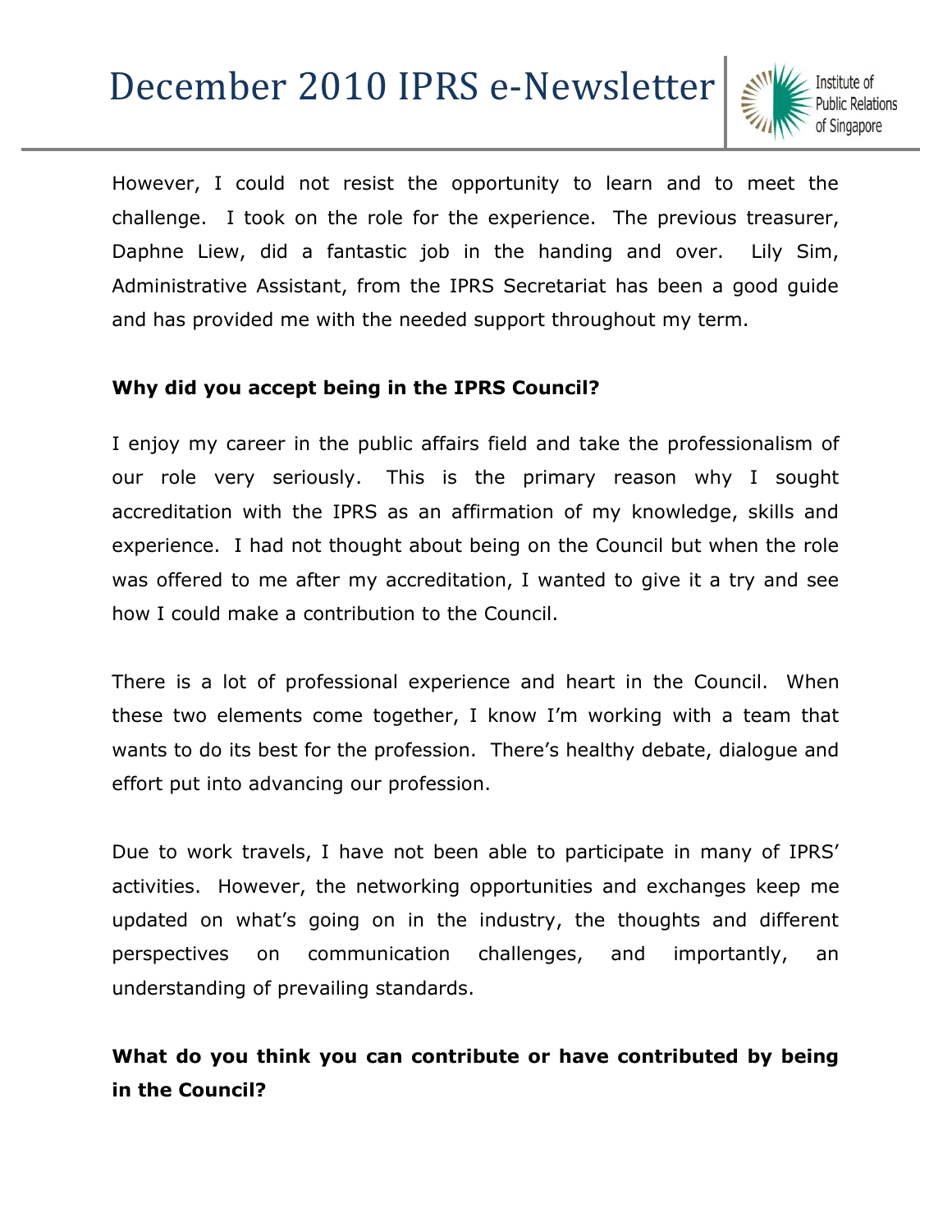However, I could not resist the opportunity to learn and to meet the challenge.  I took on the role for the experience.  The previous treasurer, Daphne Liew, did a fantastic job in the handing and over.  Lily Sim, Administrative Assistant, from the IPRS Secretariat has been a good guide and has provided me with the needed support throughout my term.

**Why did you accept being in the IPRS Council?**

I enjoy my career in the public affairs field and take the professionalism of our role very seriously.  This is the primary reason why I sought accreditation with the IPRS as an affirmation of my knowledge, skills and experience.  I had not thought about being on the Council but when the role was offered to me after my accreditation, I wanted to give it a try and see how I could make a contribution to the Council.

There is a lot of professional experience and heart in the Council.  When these two elements come together, I know I'm working with a team that wants to do its best for the profession.  There's healthy debate, dialogue and effort put into advancing our profession.

Due to work travels, I have not been able to participate in many of IPRS' activities.  However, the networking opportunities and exchanges keep me updated on what's going on in the industry, the thoughts and different perspectives on communication challenges, and importantly, an understanding of prevailing standards.

**What do you think you can contribute or have contributed by being in the Council?**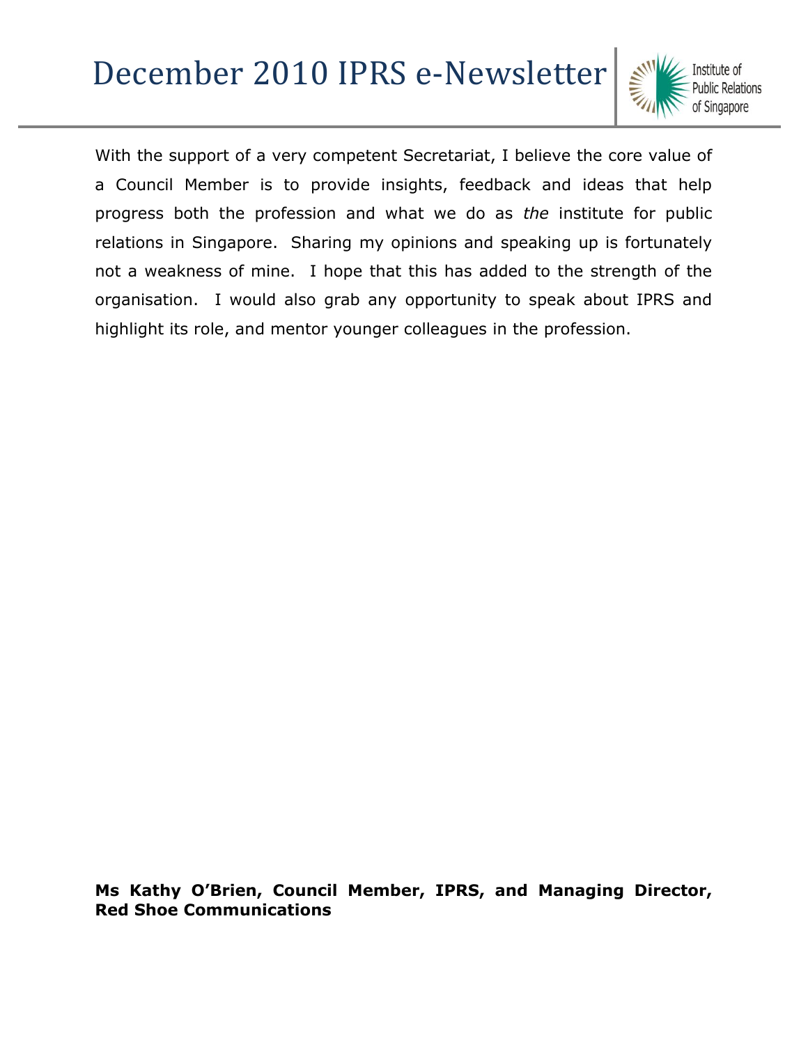With the support of a very competent Secretariat, I believe the core value of a Council Member is to provide insights, feedback and ideas that help progress both the profession and what we do as *the* institute for public relations in Singapore. Sharing my opinions and speaking up is fortunately not a weakness of mine. I hope that this has added to the strength of the organisation. I would also grab any opportunity to speak about IPRS and highlight its role, and mentor younger colleagues in the profession.

**Ms Kathy O'Brien, Council Member, IPRS, and Managing Director, Red Shoe Communications**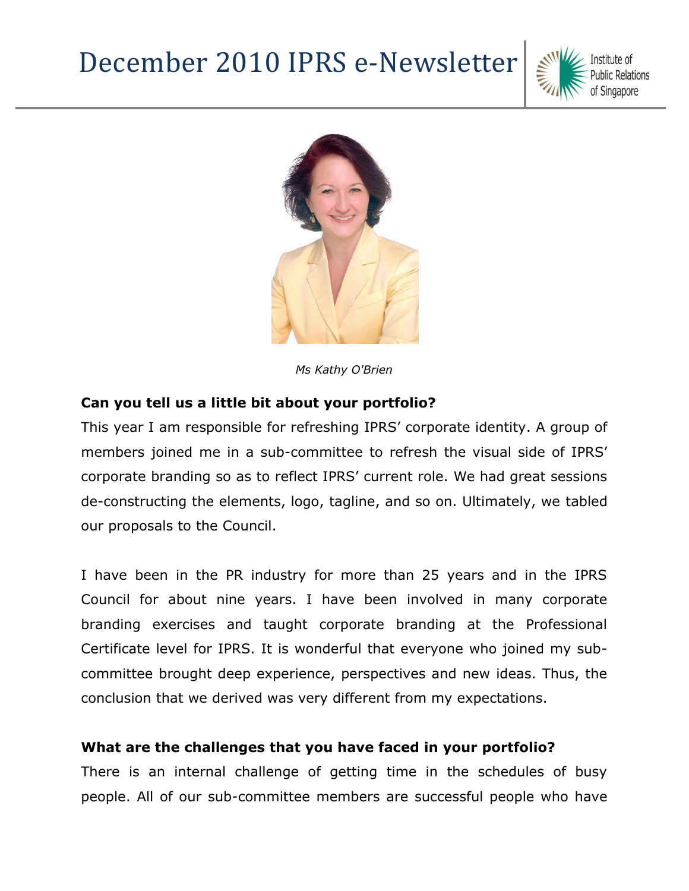*Ms Kathy O'Brien*

**Can you tell us a little bit about your portfolio?**

This year I am responsible for refreshing IPRS' corporate identity. A group of members joined me in a sub-committee to refresh the visual side of IPRS' corporate branding so as to reflect IPRS' current role. We had great sessions de-constructing the elements, logo, tagline, and so on. Ultimately, we tabled our proposals to the Council.

I have been in the PR industry for more than 25 years and in the IPRS Council for about nine years. I have been involved in many corporate branding exercises and taught corporate branding at the Professional Certificate level for IPRS. It is wonderful that everyone who joined my sub-committee brought deep experience, perspectives and new ideas. Thus, the conclusion that we derived was very different from my expectations.

**What are the challenges that you have faced in your portfolio?**

There is an internal challenge of getting time in the schedules of busy people. All of our sub-committee members are successful people who have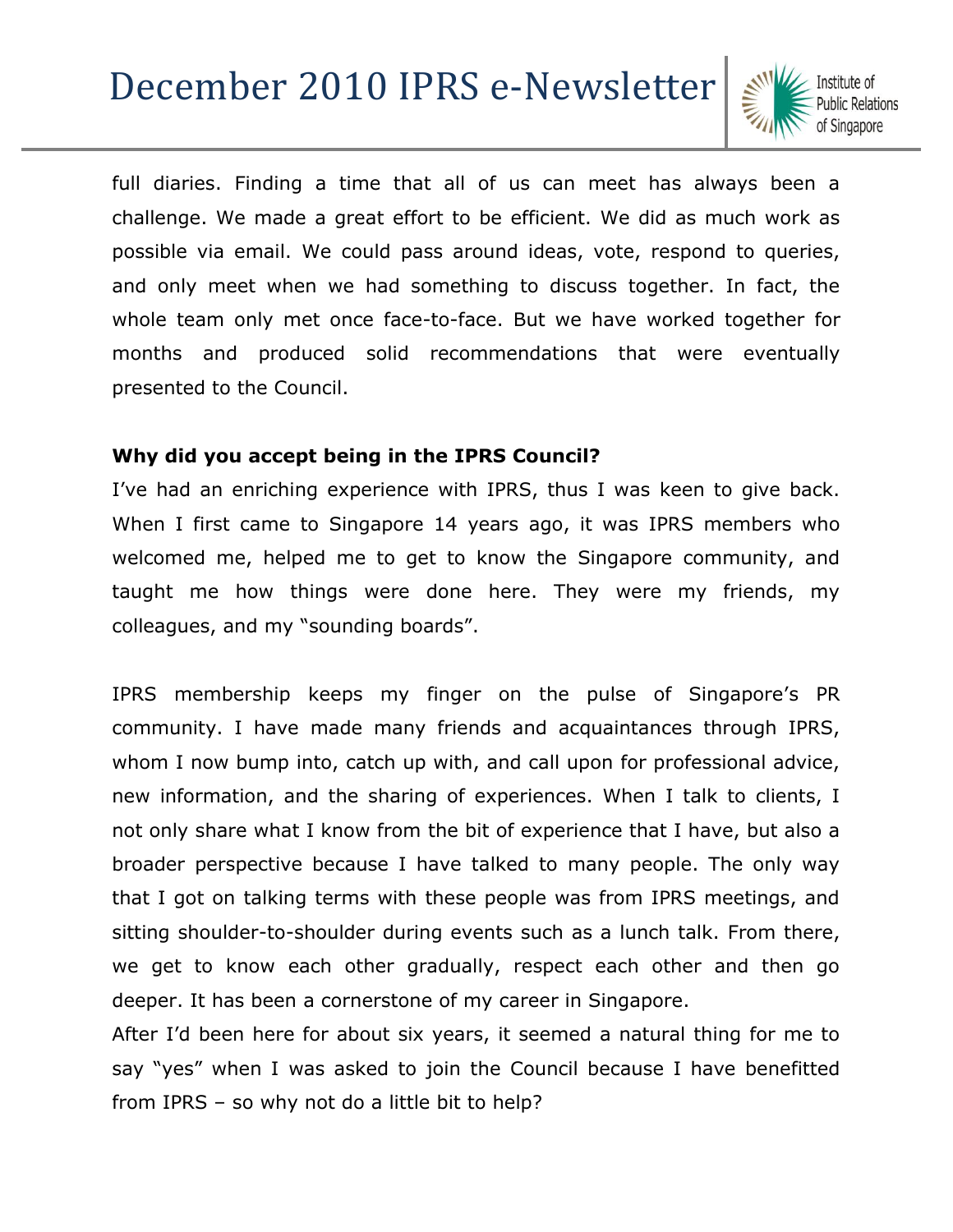full diaries. Finding a time that all of us can meet has always been a challenge. We made a great effort to be efficient. We did as much work as possible via email. We could pass around ideas, vote, respond to queries, and only meet when we had something to discuss together. In fact, the whole team only met once face-to-face. But we have worked together for months and produced solid recommendations that were eventually presented to the Council.

**Why did you accept being in the IPRS Council?**

I've had an enriching experience with IPRS, thus I was keen to give back. When I first came to Singapore 14 years ago, it was IPRS members who welcomed me, helped me to get to know the Singapore community, and taught me how things were done here. They were my friends, my colleagues, and my "sounding boards".

IPRS membership keeps my finger on the pulse of Singapore's PR community. I have made many friends and acquaintances through IPRS, whom I now bump into, catch up with, and call upon for professional advice, new information, and the sharing of experiences. When I talk to clients, I not only share what I know from the bit of experience that I have, but also a broader perspective because I have talked to many people. The only way that I got on talking terms with these people was from IPRS meetings, and sitting shoulder-to-shoulder during events such as a lunch talk. From there, we get to know each other gradually, respect each other and then go deeper. It has been a cornerstone of my career in Singapore.

After I'd been here for about six years, it seemed a natural thing for me to say "yes" when I was asked to join the Council because I have benefitted from IPRS – so why not do a little bit to help?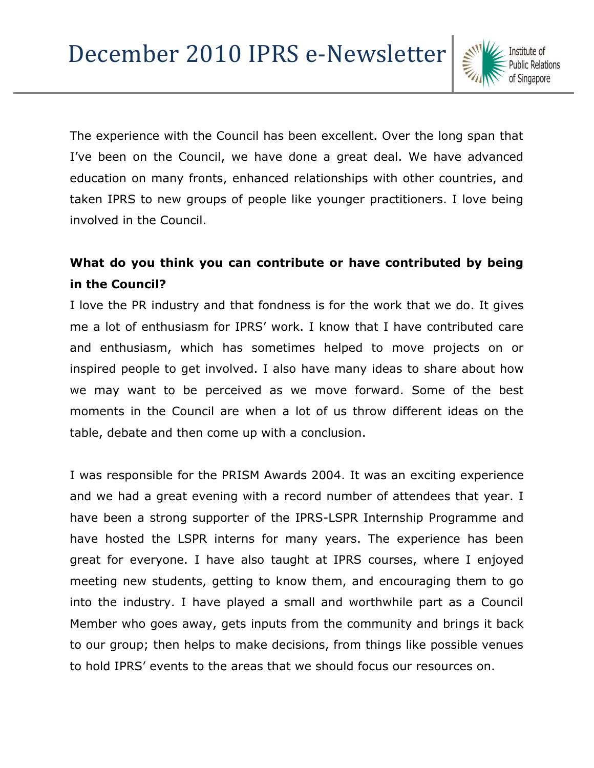The experience with the Council has been excellent. Over the long span that I've been on the Council, we have done a great deal. We have advanced education on many fronts, enhanced relationships with other countries, and taken IPRS to new groups of people like younger practitioners. I love being involved in the Council.

**What do you think you can contribute or have contributed by being in the Council?**

I love the PR industry and that fondness is for the work that we do. It gives me a lot of enthusiasm for IPRS' work. I know that I have contributed care and enthusiasm, which has sometimes helped to move projects on or inspired people to get involved. I also have many ideas to share about how we may want to be perceived as we move forward. Some of the best moments in the Council are when a lot of us throw different ideas on the table, debate and then come up with a conclusion.

I was responsible for the PRISM Awards 2004. It was an exciting experience and we had a great evening with a record number of attendees that year. I have been a strong supporter of the IPRS-LSPR Internship Programme and have hosted the LSPR interns for many years. The experience has been great for everyone. I have also taught at IPRS courses, where I enjoyed meeting new students, getting to know them, and encouraging them to go into the industry. I have played a small and worthwhile part as a Council Member who goes away, gets inputs from the community and brings it back to our group; then helps to make decisions, from things like possible venues to hold IPRS' events to the areas that we should focus our resources on.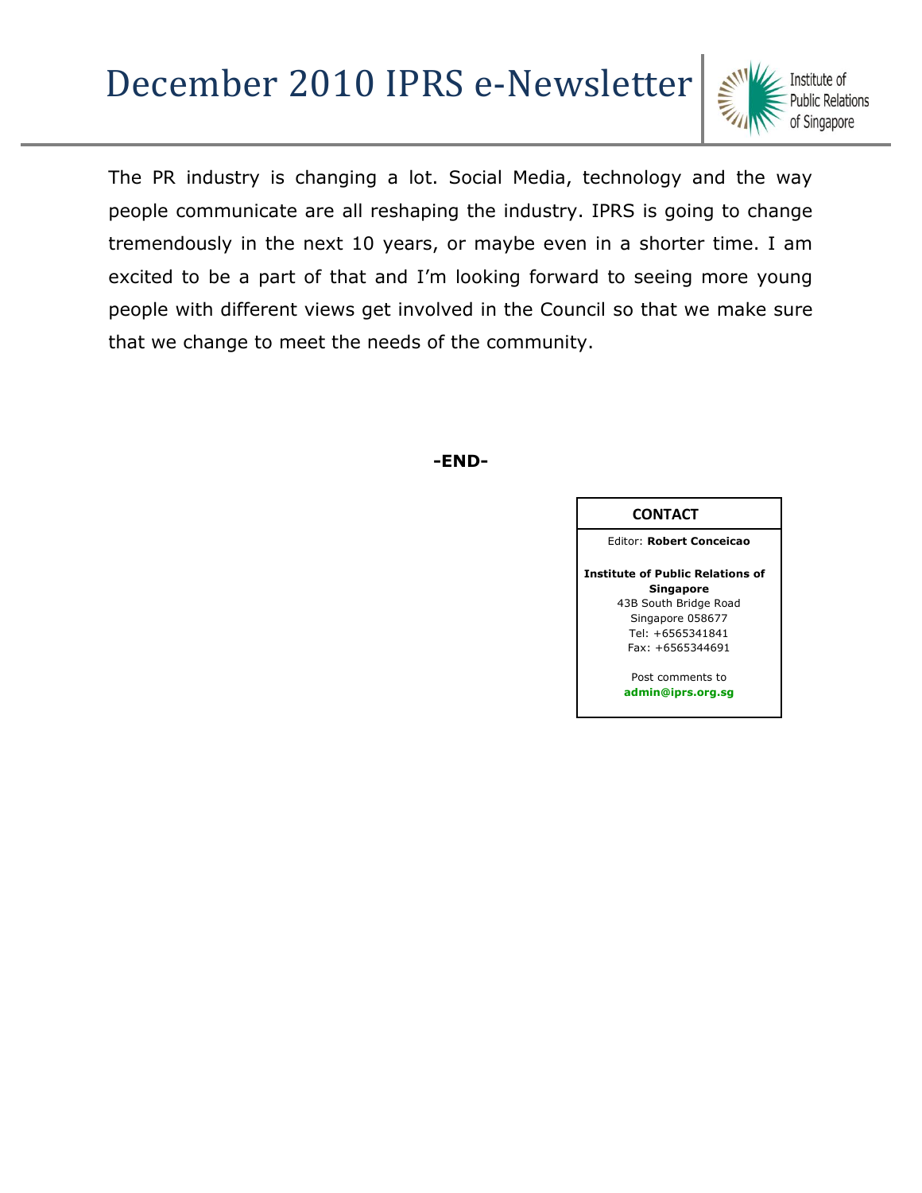The PR industry is changing a lot. Social Media, technology and the way people communicate are all reshaping the industry. IPRS is going to change tremendously in the next 10 years, or maybe even in a shorter time. I am excited to be a part of that and I'm looking forward to seeing more young people with different views get involved in the Council so that we make sure that we change to meet the needs of the community.

**-END-**

**CONTACT**

Editor: **Robert Conceicao**

**Institute of Public Relations of Singapore**
43B South Bridge Road
Singapore 058677
Tel: +6565341841
Fax: +6565344691

Post comments to
**admin@iprs.org.sg**